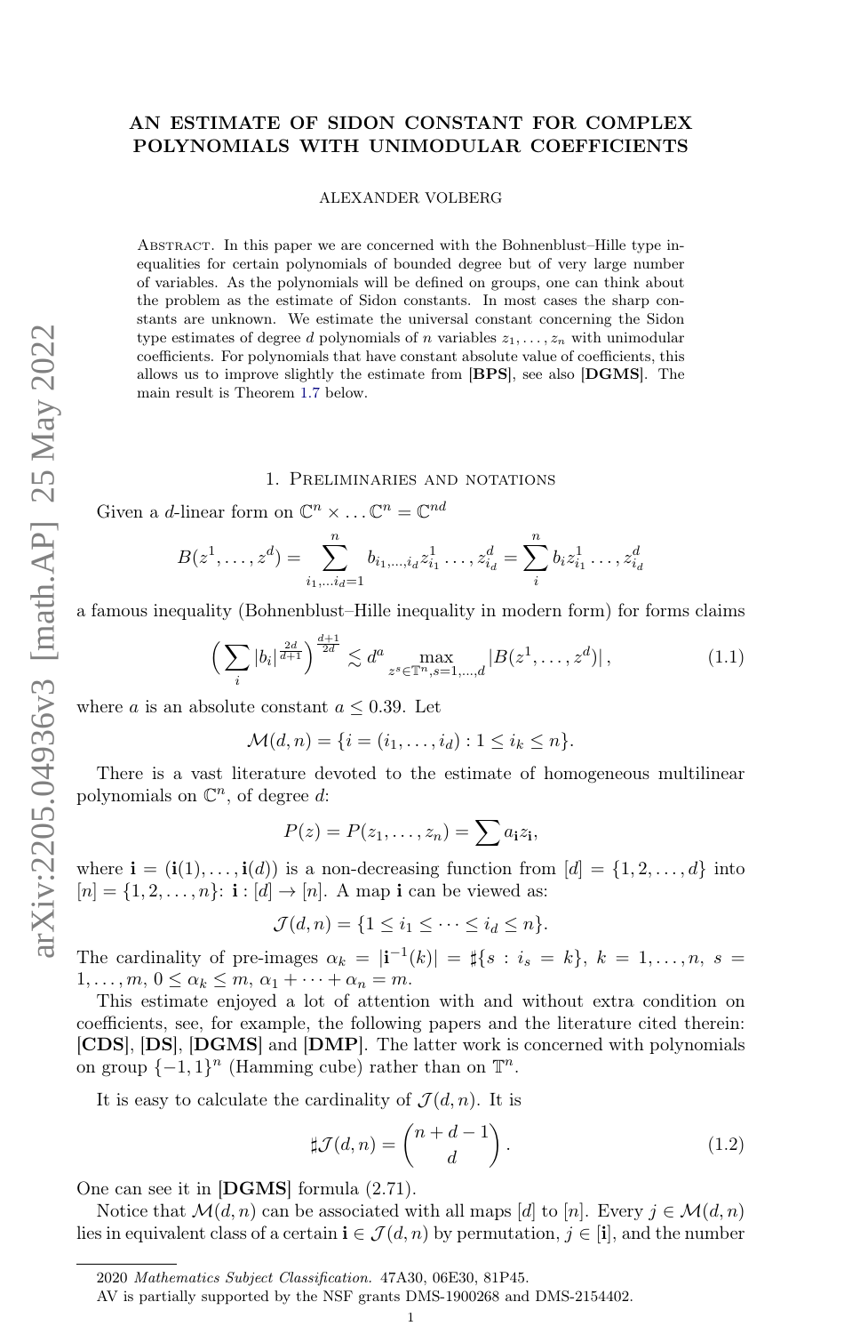# AN ESTIMATE OF SIDON CONSTANT FOR COMPLEX POLYNOMIALS WITH UNIMODULAR COEFFICIENTS

ALEXANDER VOLBERG

ABSTRACT. In this paper we are concerned with the Bohnenblust–Hille type inequalities for certain polynomials of bounded degree but of very large number of variables. As the polynomials will be defined on groups, one can think about the problem as the estimate of Sidon constants. In most cases the sharp constants are unknown. We estimate the universal constant concerning the Sidon type estimates of degree $d$ polynomials of $n$ variables $z_1, \dots, z_n$ with unimodular coefficients. For polynomials that have constant absolute value of coefficients, this allows us to improve slightly the estimate from [**BPS**], see also [**DGMS**]. The main result is Theorem 1.7 below.

## 1. Preliminaries and notations

Given a $d$-linear form on $\mathbb{C}^n \times \dots \mathbb{C}^n = \mathbb{C}^{nd}$

$$B(z^1, \dots, z^d) = \sum_{i_1, \dots i_d = 1}^{n} b_{i_1, \dots, i_d} z^1_{i_1} \dots, z^d_{i_d} = \sum_{i}^{n} b_i z^1_{i_1} \dots, z^d_{i_d}$$

a famous inequality (Bohnenblust–Hille inequality in modern form) for forms claims

$$\Big( \sum_i |b_i|^{\frac{2d}{d+1}} \Big)^{\frac{d+1}{2d}} \lesssim d^a \max_{z^s \in \mathbb{T}^n, s=1,\dots,d} |B(z^1, \dots, z^d)| \,, \tag{1.1}$$

where $a$ is an absolute constant $a \le 0.39$. Let

$$\mathcal{M}(d, n) = \{ i = (i_1, \dots, i_d) : 1 \le i_k \le n \}.$$

There is a vast literature devoted to the estimate of homogeneous multilinear polynomials on $\mathbb{C}^n$, of degree $d$:

$$P(z) = P(z_1, \dots, z_n) = \sum a_{\mathbf{i}} z_{\mathbf{i}},$$

where $\mathbf{i} = (\mathbf{i}(1), \dots, \mathbf{i}(d))$ is a non-decreasing function from $[d] = \{1, 2, \dots, d\}$ into $[n] = \{1, 2, \dots, n\}$: $\mathbf{i} : [d] \to [n]$. A map $\mathbf{i}$ can be viewed as:

$$\mathcal{J}(d, n) = \{ 1 \le i_1 \le \dots \le i_d \le n \}.$$

The cardinality of pre-images $\alpha_k = |\mathbf{i}^{-1}(k)| = \sharp\{ s : i_s = k \}$, $k = 1, \dots, n$, $s = 1, \dots, m$, $0 \le \alpha_k \le m$, $\alpha_1 + \dots + \alpha_n = m$.

This estimate enjoyed a lot of attention with and without extra condition on coefficients, see, for example, the following papers and the literature cited therein: [**CDS**], [**DS**], [**DGMS**] and [**DMP**]. The latter work is concerned with polynomials on group $\{-1, 1\}^n$ (Hamming cube) rather than on $\mathbb{T}^n$.

It is easy to calculate the cardinality of $\mathcal{J}(d, n)$. It is

$$\sharp \mathcal{J}(d, n) = \binom{n + d - 1}{d}. \tag{1.2}$$

One can see it in [**DGMS**] formula (2.71).

Notice that $\mathcal{M}(d, n)$ can be associated with all maps $[d]$ to $[n]$. Every $j \in \mathcal{M}(d, n)$ lies in equivalent class of a certain $\mathbf{i} \in \mathcal{J}(d, n)$ by permutation, $j \in [\mathbf{i}]$, and the number

---

2020 *Mathematics Subject Classification.* 47A30, 06E30, 81P45.

AV is partially supported by the NSF grants DMS-1900268 and DMS-2154402.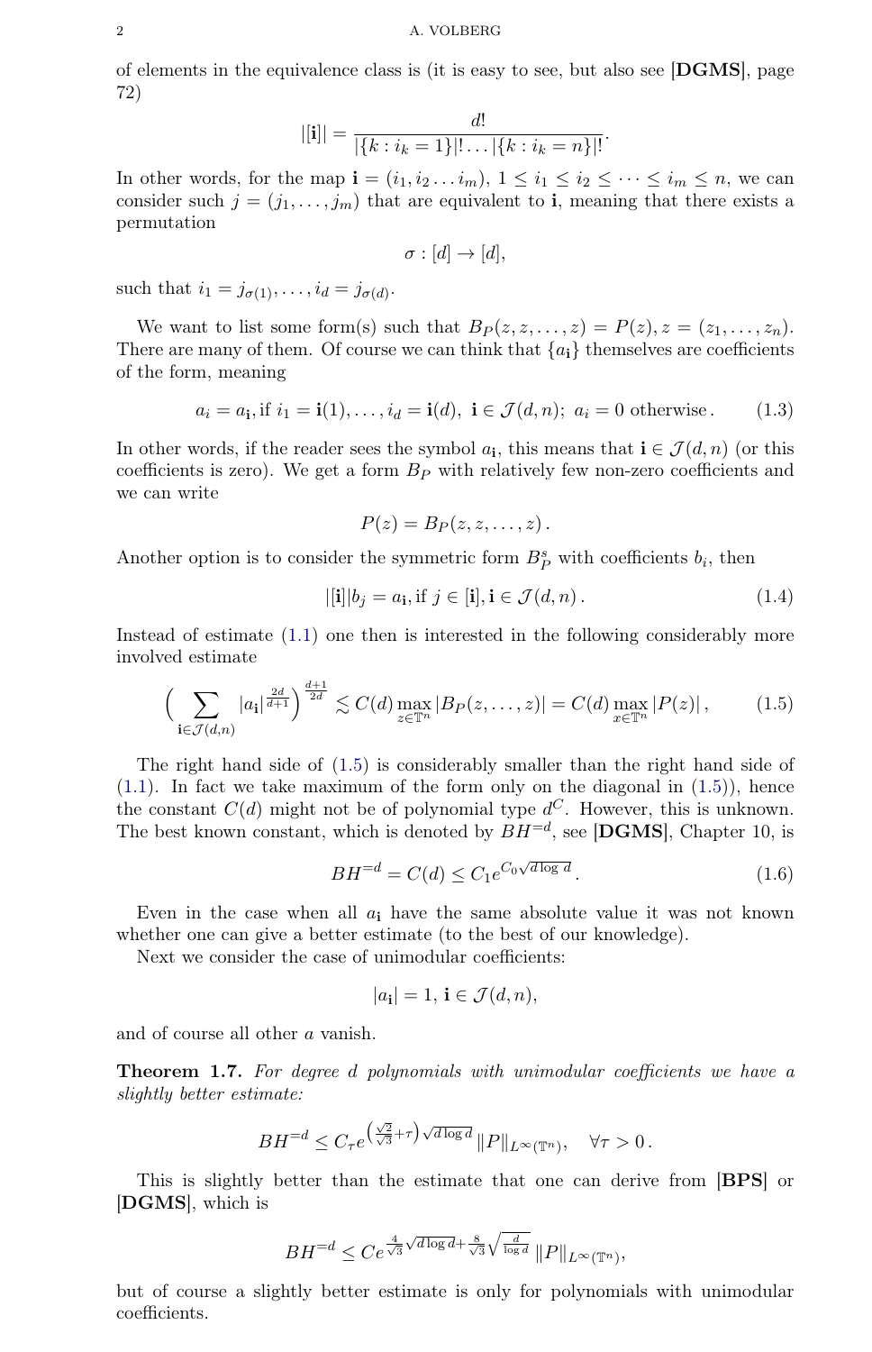of elements in the equivalence class is (it is easy to see, but also see **[DGMS]**, page 72)

$$|[\mathbf{i}]| = \frac{d!}{|\{k : i_k = 1\}|! \dots |\{k : i_k = n\}|!}.$$

In other words, for the map $\mathbf{i} = (i_1, i_2 \dots i_m)$, $1 \le i_1 \le i_2 \le \dots \le i_m \le n$, we can consider such $j = (j_1, \dots, j_m)$ that are equivalent to $\mathbf{i}$, meaning that there exists a permutation

$$\sigma : [d] \to [d],$$

such that $i_1 = j_{\sigma(1)}, \dots, i_d = j_{\sigma(d)}$.

We want to list some form(s) such that $B_P(z, z, \dots, z) = P(z), z = (z_1, \dots, z_n)$. There are many of them. Of course we can think that $\{a_{\mathbf{i}}\}$ themselves are coefficients of the form, meaning

$$a_i = a_{\mathbf{i}}, \text{if } i_1 = \mathbf{i}(1), \dots, i_d = \mathbf{i}(d),\ \mathbf{i} \in \mathcal{J}(d, n);\ a_i = 0 \text{ otherwise}. \tag{1.3}$$

In other words, if the reader sees the symbol $a_{\mathbf{i}}$, this means that $\mathbf{i} \in \mathcal{J}(d, n)$ (or this coefficients is zero). We get a form $B_P$ with relatively few non-zero coefficients and we can write

$$P(z) = B_P(z, z, \dots, z).$$

Another option is to consider the symmetric form $B^s_P$ with coefficients $b_i$, then

$$|[\mathbf{i}]| b_j = a_{\mathbf{i}}, \text{if } j \in [\mathbf{i}], \mathbf{i} \in \mathcal{J}(d, n). \tag{1.4}$$

Instead of estimate (1.1) one then is interested in the following considerably more involved estimate

$$\Big(\sum_{\mathbf{i} \in \mathcal{J}(d,n)} |a_{\mathbf{i}}|^{\frac{2d}{d+1}}\Big)^{\frac{d+1}{2d}} \lesssim C(d) \max_{z \in \mathbb{T}^n} |B_P(z, \dots, z)| = C(d) \max_{x \in \mathbb{T}^n} |P(z)|, \tag{1.5}$$

The right hand side of (1.5) is considerably smaller than the right hand side of (1.1). In fact we take maximum of the form only on the diagonal in (1.5)), hence the constant $C(d)$ might not be of polynomial type $d^C$. However, this is unknown. The best known constant, which is denoted by $BH^{=d}$, see **[DGMS]**, Chapter 10, is

$$BH^{=d} = C(d) \le C_1 e^{C_0 \sqrt{d \log d}}. \tag{1.6}$$

Even in the case when all $a_{\mathbf{i}}$ have the same absolute value it was not known whether one can give a better estimate (to the best of our knowledge).

Next we consider the case of unimodular coefficients:

$$|a_{\mathbf{i}}| = 1, \mathbf{i} \in \mathcal{J}(d, n),$$

and of course all other $a$ vanish.

**Theorem 1.7.** *For degree $d$ polynomials with unimodular coefficients we have a slightly better estimate:*

$$BH^{=d} \le C_\tau e^{\left(\frac{\sqrt{2}}{\sqrt{3}} + \tau\right)\sqrt{d \log d}} \|P\|_{L^\infty(\mathbb{T}^n)}, \quad \forall \tau > 0.$$

This is slightly better than the estimate that one can derive from **[BPS]** or **[DGMS]**, which is

$$BH^{=d} \le C e^{\frac{4}{\sqrt{3}}\sqrt{d \log d} + \frac{8}{\sqrt{3}}\sqrt{\frac{d}{\log d}}} \|P\|_{L^\infty(\mathbb{T}^n)},$$

but of course a slightly better estimate is only for polynomials with unimodular coefficients.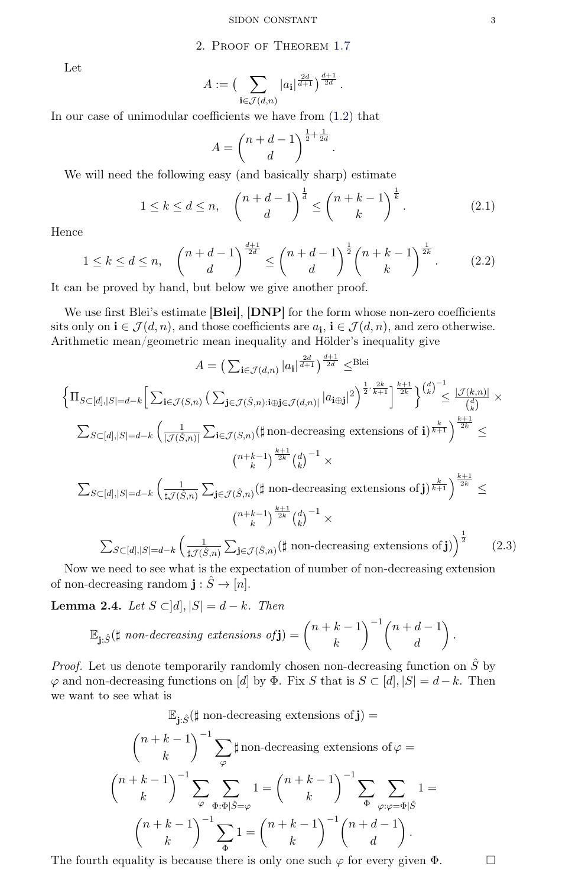## 2. Proof of Theorem 1.7

Let

$$A := \Big( \sum_{\mathbf{i}\in\mathcal{J}(d,n)} |a_{\mathbf{i}}|^{\frac{2d}{d+1}}\Big)^{\frac{d+1}{2d}}.$$

In our case of unimodular coefficients we have from (1.2) that

$$A = \binom{n+d-1}{d}^{\frac12+\frac1{2d}}.$$

We will need the following easy (and basically sharp) estimate

$$1\le k\le d\le n,\quad \binom{n+d-1}{d}^{\frac1d} \le \binom{n+k-1}{k}^{\frac1k}. \tag{2.1}$$

Hence

$$1\le k\le d\le n,\quad \binom{n+d-1}{d}^{\frac{d+1}{2d}} \le \binom{n+d-1}{d}^{\frac12}\binom{n+k-1}{k}^{\frac1{2k}}. \tag{2.2}$$

It can be proved by hand, but below we give another proof.

We use first Blei's estimate **[Blei]**, **[DNP]** for the form whose non-zero coefficients sits only on $\mathbf{i}\in\mathcal{J}(d,n)$, and those coefficients are $a_{\mathbf{i}}$, $\mathbf{i}\in\mathcal{J}(d,n)$, and zero otherwise. Arithmetic mean/geometric mean inequality and Hölder's inequality give

$$A = \big(\textstyle\sum_{\mathbf{i}\in\mathcal{J}(d,n)}|a_{\mathbf{i}}|^{\frac{2d}{d+1}}\big)^{\frac{d+1}{2d}} \le^{\text{Blei}}$$

$$\Big\{\Pi_{S\subset[d],|S|=d-k}\Big[\textstyle\sum_{\mathbf{i}\in\mathcal{J}(S,n)}\big(\sum_{\mathbf{j}\in\mathcal{J}(\hat S,n):\mathbf{i}\oplus\mathbf{j}\in\mathcal{J}(d,n)|}|a_{\mathbf{i}\oplus\mathbf{j}}|^2\big)^{\frac12\cdot\frac{2k}{k+1}}\Big]^{\frac{k+1}{2k}}\Big\}^{\binom{d}{k}^{-1}} \le \frac{|\mathcal{J}(k,n)|}{\binom{d}{k}}\times$$

$$\textstyle\sum_{S\subset[d],|S|=d-k}\Big(\frac{1}{|\mathcal{J}(\hat S,n)|}\sum_{\mathbf{i}\in\mathcal{J}(S,n)}(\sharp\,\text{non-decreasing extensions of }\mathbf{i})^{\frac{k}{k+1}}\Big)^{\frac{k+1}{2k}} \le$$

$$\binom{n+k-1}{k}^{\frac{k+1}{2k}}\binom{d}{k}^{-1}\times$$

$$\textstyle\sum_{S\subset[d],|S|=d-k}\Big(\frac{1}{\sharp\mathcal{J}(\hat S,n)}\sum_{\mathbf{j}\in\mathcal{J}(\hat S,n)}(\sharp\text{ non-decreasing extensions of}\,\mathbf{j})^{\frac{k}{k+1}}\Big)^{\frac{k+1}{2k}} \le$$

$$\binom{n+k-1}{k}^{\frac{k+1}{2k}}\binom{d}{k}^{-1}\times$$

$$\textstyle\sum_{S\subset[d],|S|=d-k}\Big(\frac{1}{\sharp\mathcal{J}(\hat S,n)}\sum_{\mathbf{j}\in\mathcal{J}(\hat S,n)}(\sharp\text{ non-decreasing extensions of}\,\mathbf{j})\Big)^{\frac12} \tag{2.3}$$

Now we need to see what is the expectation of number of non-decreasing extension of non-decreasing random $\mathbf{j}:\hat S\to[n]$.

**Lemma 2.4.** *Let $S\subset]d], |S|=d-k$. Then*

$$\mathbb{E}_{\mathbf{j}:\hat S}(\sharp\text{ non-decreasing extensions of}\,\mathbf{j}) = \binom{n+k-1}{k}^{-1}\binom{n+d-1}{d}.$$

*Proof.* Let us denote temporarily randomly chosen non-decreasing function on $\hat S$ by $\varphi$ and non-decreasing functions on $[d]$ by $\Phi$. Fix $S$ that is $S\subset[d], |S|=d-k$. Then we want to see what is

$$\mathbb{E}_{\mathbf{j}:\hat S}(\sharp\text{ non-decreasing extensions of}\,\mathbf{j}) =$$

$$\binom{n+k-1}{k}^{-1}\sum_{\varphi}\sharp\,\text{non-decreasing extensions of}\,\varphi =$$

$$\binom{n+k-1}{k}^{-1}\sum_{\varphi}\sum_{\Phi:\Phi|\hat S=\varphi}1 = \binom{n+k-1}{k}^{-1}\sum_{\Phi}\sum_{\varphi:\varphi=\Phi|\hat S}1 =$$

$$\binom{n+k-1}{k}^{-1}\sum_{\Phi}1 = \binom{n+k-1}{k}^{-1}\binom{n+d-1}{d}.$$

The fourth equality is because there is only one such $\varphi$ for every given $\Phi$. □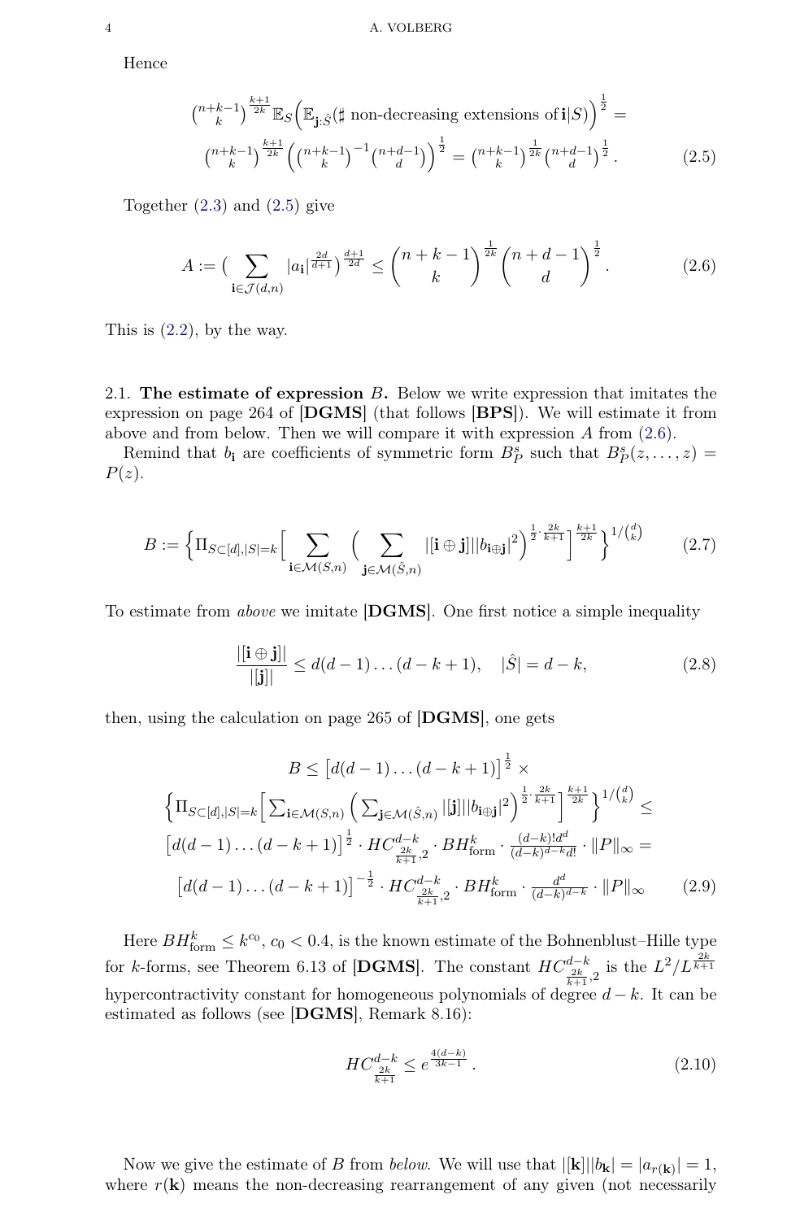Hence

$$
\binom{n+k-1}{k}^{\frac{k+1}{2k}} \mathbb{E}_S\Big(\mathbb{E}_{\mathbf{j};\hat{S}}(\sharp \text{ non-decreasing extensions of } \mathbf{i}|S)\Big)^{\frac{1}{2}} =
$$
$$
\binom{n+k-1}{k}^{\frac{k+1}{2k}} \Big(\binom{n+k-1}{k}^{-1}\binom{n+d-1}{d}\Big)^{\frac{1}{2}} = \binom{n+k-1}{k}^{\frac{1}{2k}} \binom{n+d-1}{d}^{\frac{1}{2}}. \tag{2.5}
$$

Together (2.3) and (2.5) give

$$
A := \Big(\sum_{\mathbf{i}\in\mathcal{J}(d,n)} |a_{\mathbf{i}}|^{\frac{2d}{d+1}}\Big)^{\frac{d+1}{2d}} \le \binom{n+k-1}{k}^{\frac{1}{2k}} \binom{n+d-1}{d}^{\frac{1}{2}}. \tag{2.6}
$$

This is (2.2), by the way.

## 2.1. The estimate of expression $B$.

Below we write expression that imitates the expression on page 264 of **[DGMS]** (that follows **[BPS]**). We will estimate it from above and from below. Then we will compare it with expression $A$ from (2.6).

Remind that $b_{\mathbf{i}}$ are coefficients of symmetric form $B_P^s$ such that $B_P^s(z,\dots,z) = P(z)$.

$$
B := \Big\{\Pi_{S\subset[d],|S|=k}\Big[\sum_{\mathbf{i}\in\mathcal{M}(S,n)}\Big(\sum_{\mathbf{j}\in\mathcal{M}(\hat{S},n)} |[\mathbf{i}\oplus\mathbf{j}]||b_{\mathbf{i}\oplus\mathbf{j}}|^2\Big)^{\frac{1}{2}\cdot\frac{2k}{k+1}}\Big]^{\frac{k+1}{2k}}\Big\}^{1/\binom{d}{k}} \tag{2.7}
$$

To estimate from *above* we imitate **[DGMS]**. One first notice a simple inequality

$$
\frac{|[\mathbf{i}\oplus\mathbf{j}]|}{|[\mathbf{j}]|} \le d(d-1)\dots(d-k+1), \quad |\hat{S}| = d-k, \tag{2.8}
$$

then, using the calculation on page 265 of **[DGMS]**, one gets

$$
\begin{aligned}
B &\le \big[d(d-1)\dots(d-k+1)\big]^{\frac{1}{2}} \times \\
&\Big\{\Pi_{S\subset[d],|S|=k}\Big[\sum_{\mathbf{i}\in\mathcal{M}(S,n)}\Big(\sum_{\mathbf{j}\in\mathcal{M}(\hat{S},n)} |[\mathbf{j}]||b_{\mathbf{i}\oplus\mathbf{j}}|^2\Big)^{\frac{1}{2}\cdot\frac{2k}{k+1}}\Big]^{\frac{k+1}{2k}}\Big\}^{1/\binom{d}{k}} \le \\
&\big[d(d-1)\dots(d-k+1)\big]^{\frac{1}{2}} \cdot HC^{d-k}_{\frac{2k}{k+1},2} \cdot BH^k_{\text{form}} \cdot \frac{(d-k)!d^d}{(d-k)^{d-k}d!} \cdot \|P\|_\infty = \\
&\big[d(d-1)\dots(d-k+1)\big]^{-\frac{1}{2}} \cdot HC^{d-k}_{\frac{2k}{k+1},2} \cdot BH^k_{\text{form}} \cdot \frac{d^d}{(d-k)^{d-k}} \cdot \|P\|_\infty
\end{aligned} \tag{2.9}
$$

Here $BH^k_{\text{form}} \le k^{c_0}$, $c_0 < 0.4$, is the known estimate of the Bohnenblust–Hille type for $k$-forms, see Theorem 6.13 of **[DGMS]**. The constant $HC^{d-k}_{\frac{2k}{k+1},2}$ is the $L^2/L^{\frac{2k}{k+1}}$ hypercontractivity constant for homogeneous polynomials of degree $d-k$. It can be estimated as follows (see **[DGMS]**, Remark 8.16):

$$
HC^{d-k}_{\frac{2k}{k+1}} \le e^{\frac{4(d-k)}{3k-1}}. \tag{2.10}
$$

Now we give the estimate of $B$ from *below*. We will use that $|[\mathbf{k}]||b_{\mathbf{k}}| = |a_{r(\mathbf{k})}| = 1$, where $r(\mathbf{k})$ means the non-decreasing rearrangement of any given (not necessarily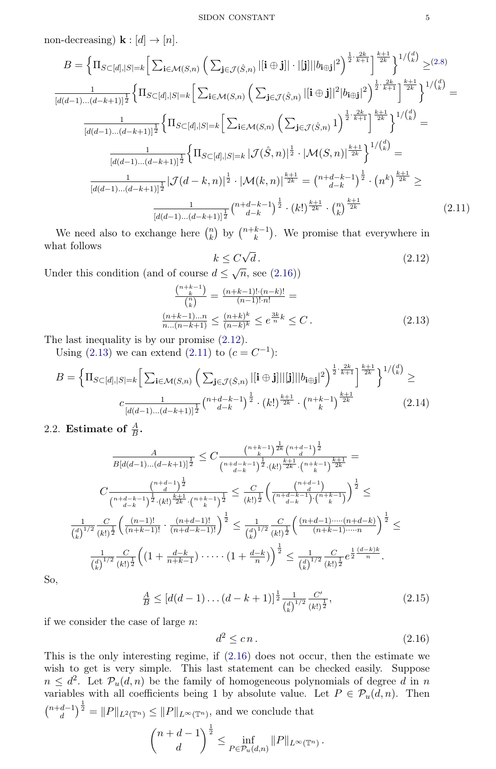non-decreasing) $\mathbf{k} : [d] \to [n]$.

$$
\begin{aligned}
B = & \Big\{\Pi_{S\subset[d],|S|=k}\Big[\sum_{\mathbf{i}\in\mathcal{M}(S,n)}\Big(\sum_{\mathbf{j}\in\mathcal{J}(\hat{S},n)}|[\mathbf{i}\oplus\mathbf{j}]|\cdot|[\mathbf{j}]||b_{\mathbf{i}\oplus\mathbf{j}}|^2\Big)^{\frac12\cdot\frac{2k}{k+1}}\Big]^{\frac{k+1}{2k}}\Big\}^{1/\binom{d}{k}} \geq^{(2.8)} \\
& \frac{1}{[d(d-1)\dots(d-k+1)]^{\frac12}}\Big\{\Pi_{S\subset[d],|S|=k}\Big[\sum_{\mathbf{i}\in\mathcal{M}(S,n)}\Big(\sum_{\mathbf{j}\in\mathcal{J}(\hat{S},n)}|[\mathbf{i}\oplus\mathbf{j}]|^2|b_{\mathbf{i}\oplus\mathbf{j}}|^2\Big)^{\frac12\cdot\frac{2k}{k+1}}\Big]^{\frac{k+1}{2k}}\Big\}^{1/\binom{d}{k}} = \\
& \frac{1}{[d(d-1)\dots(d-k+1)]^{\frac12}}\Big\{\Pi_{S\subset[d],|S|=k}\Big[\sum_{\mathbf{i}\in\mathcal{M}(S,n)}\Big(\sum_{\mathbf{j}\in\mathcal{J}(\hat{S},n)}1\Big)^{\frac12\cdot\frac{2k}{k+1}}\Big]^{\frac{k+1}{2k}}\Big\}^{1/\binom{d}{k}} = \\
& \frac{1}{[d(d-1)\dots(d-k+1)]^{\frac12}}\Big\{\Pi_{S\subset[d],|S|=k}|\mathcal{J}(\hat{S},n)|^{\frac12}\cdot|\mathcal{M}(S,n)|^{\frac{k+1}{2k}}\Big\}^{1/\binom{d}{k}} = \\
& \frac{1}{[d(d-1)\dots(d-k+1)]^{\frac12}}|\mathcal{J}(d-k,n)|^{\frac12}\cdot|\mathcal{M}(k,n)|^{\frac{k+1}{2k}} = \binom{n+d-k-1}{d-k}^{\frac12}\cdot(n^k)^{\frac{k+1}{2k}} \geq \\
& \frac{1}{[d(d-1)\dots(d-k+1)]^{\frac12}}\binom{n+d-k-1}{d-k}^{\frac12}\cdot(k!)^{\frac{k+1}{2k}}\cdot\binom{n}{k}^{\frac{k+1}{2k}}
\end{aligned}
\tag{2.11}
$$

We need also to exchange here $\binom{n}{k}$ by $\binom{n+k-1}{k}$. We promise that everywhere in what follows

$$
k \leq C\sqrt{d}\,. \tag{2.12}
$$

Under this condition (and of course $d \leq \sqrt{n}$, see (2.16))

$$
\begin{aligned}
& \frac{\binom{n+k-1}{k}}{\binom{n}{k}} = \frac{(n+k-1)!\cdot(n-k)!}{(n-1)!\cdot n!} = \\
& \frac{(n+k-1)\dots n}{n\dots(n-k+1)} \leq \frac{(n+k)^k}{(n-k)^k} \leq e^{\frac{3k}{n}k} \leq C\,.
\end{aligned}
\tag{2.13}
$$

The last inequality is by our promise (2.12).

Using (2.13) we can extend (2.11) to ($c = C^{-1}$):

$$
\begin{aligned}
B = & \Big\{\Pi_{S\subset[d],|S|=k}\Big[\sum_{\mathbf{i}\in\mathcal{M}(S,n)}\Big(\sum_{\mathbf{j}\in\mathcal{J}(\hat{S},n)}|[\mathbf{i}\oplus\mathbf{j}]||[\mathbf{j}]||b_{\mathbf{i}\oplus\mathbf{j}}|^2\Big)^{\frac12\cdot\frac{2k}{k+1}}\Big]^{\frac{k+1}{2k}}\Big\}^{1/\binom{d}{k}} \geq \\
& c\frac{1}{[d(d-1)\dots(d-k+1)]^{\frac12}}\binom{n+d-k-1}{d-k}^{\frac12}\cdot(k!)^{\frac{k+1}{2k}}\cdot\binom{n+k-1}{k}^{\frac{k+1}{2k}}
\end{aligned}
\tag{2.14}
$$

## 2.2. Estimate of $\frac{A}{B}$.

$$
\begin{aligned}
& \frac{A}{B[d(d-1)\dots(d-k+1)]^{\frac12}} \leq C\frac{\binom{n+k-1}{k}^{\frac{1}{2k}}\binom{n+d-1}{d}^{\frac12}}{\binom{n+d-k-1}{d-k}^{\frac12}\cdot(k!)^{\frac{k+1}{2k}}\cdot\binom{n+k-1}{k}^{\frac{k+1}{2k}}} = \\
& C\frac{\binom{n+d-1}{d}^{\frac12}}{\binom{n+d-k-1}{d-k}^{\frac12}\cdot(k!)^{\frac{k+1}{2k}}\cdot\binom{n+k-1}{k}^{\frac12}} \leq \frac{C}{(k!)^{\frac12}}\Big(\frac{\binom{n+d-1}{d}}{\binom{n+d-k-1}{d-k}\cdot\binom{n+k-1}{k}}\Big)^{\frac12} \leq \\
& \frac{1}{\binom{d}{k}^{1/2}}\frac{C}{(k!)^{\frac12}}\Big(\frac{(n-1)!}{(n+k-1)!}\cdot\frac{(n+d-1)!}{(n+d-k-1)!}\Big)^{\frac12} \leq \frac{1}{\binom{d}{k}^{1/2}}\frac{C}{(k!)^{\frac12}}\Big(\frac{(n+d-1)\cdot\dots\cdot(n+d-k)}{(n+k-1)\cdot\dots\cdot n}\Big)^{\frac12} \leq \\
& \frac{1}{\binom{d}{k}^{1/2}}\frac{C}{(k!)^{\frac12}}\Big((1+\frac{d-k}{n+k-1})\cdot\dots\cdot(1+\frac{d-k}{n})\Big)^{\frac12} \leq \frac{1}{\binom{d}{k}^{1/2}}\frac{C}{(k!)^{\frac12}}e^{\frac12\frac{(d-k)k}{n}}.
\end{aligned}
$$

So,

$$
\frac{A}{B} \leq [d(d-1)\dots(d-k+1)]^{\frac12}\frac{1}{\binom{d}{k}^{1/2}}\frac{C'}{(k!)^{\frac12}}, \tag{2.15}
$$

if we consider the case of large $n$:

$$
d^2 \leq c\,n\,. \tag{2.16}
$$

This is the only interesting regime, if (2.16) does not occur, then the estimate we wish to get is very simple. This last statement can be checked easily. Suppose $n \leq d^2$. Let $\mathcal{P}_u(d,n)$ be the family of homogeneous polynomials of degree $d$ in $n$ variables with all coefficients being 1 by absolute value. Let $P \in \mathcal{P}_u(d,n)$. Then $\binom{n+d-1}{d}^{\frac12} = \|P\|_{L^2(\mathbb{T}^n)} \leq \|P\|_{L^\infty(\mathbb{T}^n)}$, and we conclude that

$$
\binom{n+d-1}{d}^{\frac12} \leq \inf_{P\in\mathcal{P}_u(d,n)}\|P\|_{L^\infty(\mathbb{T}^n)}\,.
$$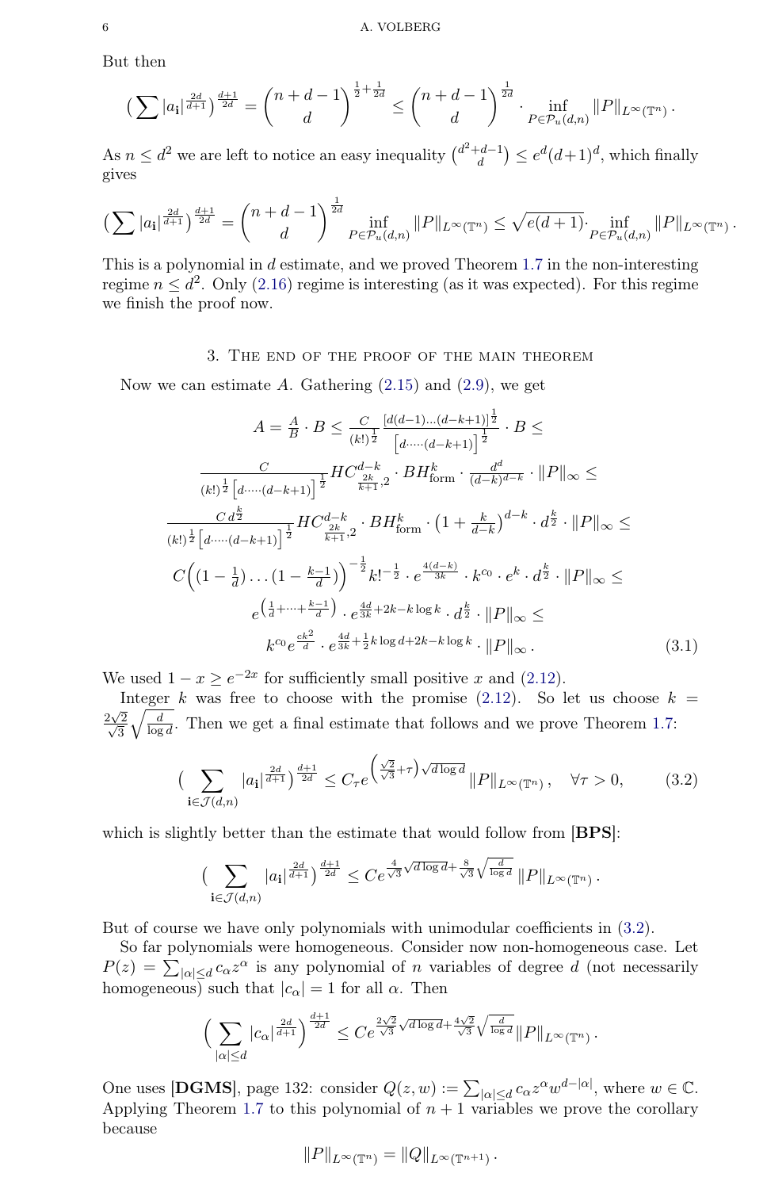But then

$$\Big(\sum |a_{\mathbf{i}}|^{\frac{2d}{d+1}}\Big)^{\frac{d+1}{2d}} = \binom{n+d-1}{d}^{\frac{1}{2}+\frac{1}{2d}} \le \binom{n+d-1}{d}^{\frac{1}{2d}} \cdot \inf_{P\in\mathcal{P}_u(d,n)} \|P\|_{L^\infty(\mathbb{T}^n)}\,.$$

As $n \le d^2$ we are left to notice an easy inequality $\binom{d^2+d-1}{d} \le e^d (d+1)^d$, which finally gives

$$\Big(\sum |a_{\mathbf{i}}|^{\frac{2d}{d+1}}\Big)^{\frac{d+1}{2d}} = \binom{n+d-1}{d}^{\frac{1}{2d}} \inf_{P\in\mathcal{P}_u(d,n)} \|P\|_{L^\infty(\mathbb{T}^n)} \le \sqrt{e(d+1)}\cdot \inf_{P\in\mathcal{P}_u(d,n)} \|P\|_{L^\infty(\mathbb{T}^n)}\,.$$

This is a polynomial in $d$ estimate, and we proved Theorem 1.7 in the non-interesting regime $n \le d^2$. Only (2.16) regime is interesting (as it was expected). For this regime we finish the proof now.

## 3. The end of the proof of the main theorem

Now we can estimate $A$. Gathering (2.15) and (2.9), we get

$$\begin{aligned}
A = \tfrac{A}{B}\cdot B \le \frac{C}{(k!)^{\frac12}} \frac{[d(d-1)\dots(d-k+1)]^{\frac12}}{\big[d\cdot\dots\cdot(d-k+1)\big]^{\frac12}} \cdot B \le \\
\frac{C}{(k!)^{\frac12}\big[d\cdot\dots\cdot(d-k+1)\big]^{\frac12}} HC^{d-k}_{\frac{2k}{k+1},2}\cdot BH^k_{\text{form}} \cdot \frac{d^d}{(d-k)^{d-k}}\cdot \|P\|_\infty \le \\
\frac{C\, d^{\frac{k}{2}}}{(k!)^{\frac12}\big[d\cdot\dots\cdot(d-k+1)\big]^{\frac12}} HC^{d-k}_{\frac{2k}{k+1},2}\cdot BH^k_{\text{form}} \cdot \big(1+\tfrac{k}{d-k}\big)^{d-k}\cdot d^{\frac{k}{2}} \cdot \|P\|_\infty \le \\
C\Big((1-\tfrac1d)\dots(1-\tfrac{k-1}{d})\Big)^{-\frac12} k!^{-\frac12}\cdot e^{\frac{4(d-k)}{3k}}\cdot k^{c_0}\cdot e^k \cdot d^{\frac{k}{2}}\cdot \|P\|_\infty \le \\
e^{\left(\frac1d+\dots+\frac{k-1}{d}\right)}\cdot e^{\frac{4d}{3k}+2k-k\log k}\cdot d^{\frac{k}{2}}\cdot \|P\|_\infty \le \\
k^{c_0} e^{\frac{ck^2}{d}}\cdot e^{\frac{4d}{3k}+\frac12 k\log d+2k-k\log k}\cdot \|P\|_\infty\,. \qquad (3.1)
\end{aligned}$$

We used $1-x \ge e^{-2x}$ for sufficiently small positive $x$ and (2.12).

Integer $k$ was free to choose with the promise (2.12). So let us choose $k = \frac{2\sqrt2}{\sqrt3}\sqrt{\frac{d}{\log d}}$. Then we get a final estimate that follows and we prove Theorem 1.7:

$$\Big(\sum_{\mathbf{i}\in\mathcal{J}(d,n)} |a_{\mathbf{i}}|^{\frac{2d}{d+1}}\Big)^{\frac{d+1}{2d}} \le C_\tau e^{\left(\frac{\sqrt2}{\sqrt3}+\tau\right)\sqrt{d\log d}} \|P\|_{L^\infty(\mathbb{T}^n)}\,, \quad \forall \tau>0, \qquad (3.2)$$

which is slightly better than the estimate that would follow from **[BPS]**:

$$\Big(\sum_{\mathbf{i}\in\mathcal{J}(d,n)} |a_{\mathbf{i}}|^{\frac{2d}{d+1}}\Big)^{\frac{d+1}{2d}} \le C e^{\frac{4}{\sqrt3}\sqrt{d\log d}+\frac{8}{\sqrt3}\sqrt{\frac{d}{\log d}}} \|P\|_{L^\infty(\mathbb{T}^n)}\,.$$

But of course we have only polynomials with unimodular coefficients in (3.2).

So far polynomials were homogeneous. Consider now non-homogeneous case. Let $P(z) = \sum_{|\alpha|\le d} c_\alpha z^\alpha$ is any polynomial of $n$ variables of degree $d$ (not necessarily homogeneous) such that $|c_\alpha| = 1$ for all $\alpha$. Then

$$\Big(\sum_{|\alpha|\le d} |c_\alpha|^{\frac{2d}{d+1}}\Big)^{\frac{d+1}{2d}} \le C e^{\frac{2\sqrt2}{\sqrt3}\sqrt{d\log d}+\frac{4\sqrt2}{\sqrt3}\sqrt{\frac{d}{\log d}}} \|P\|_{L^\infty(\mathbb{T}^n)}\,.$$

One uses **[DGMS]**, page 132: consider $Q(z,w) := \sum_{|\alpha|\le d} c_\alpha z^\alpha w^{d-|\alpha|}$, where $w\in\mathbb{C}$. Applying Theorem 1.7 to this polynomial of $n+1$ variables we prove the corollary because

$$\|P\|_{L^\infty(\mathbb{T}^n)} = \|Q\|_{L^\infty(\mathbb{T}^{n+1})}\,.$$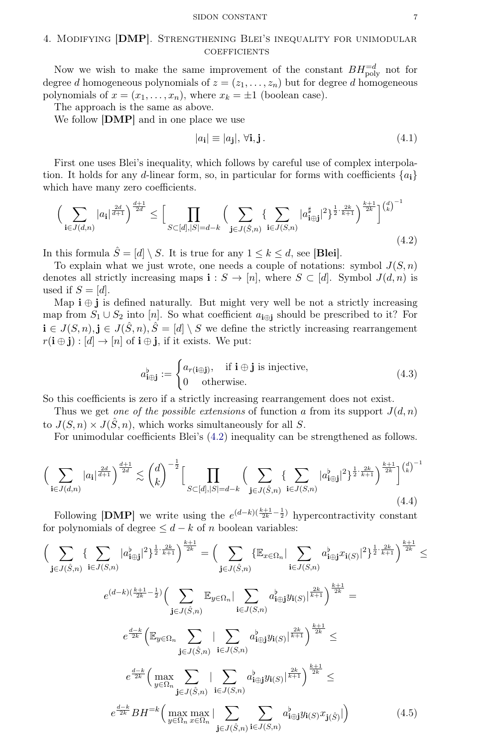## 4. Modifying [DMP]. Strengthening Blei's inequality for unimodular coefficients

Now we wish to make the same improvement of the constant $BH^{=d}_{\text{poly}}$ not for degree $d$ homogeneous polynomials of $z=(z_1,\dots,z_n)$ but for degree $d$ homogeneous polynomials of $x=(x_1,\dots,x_n)$, where $x_k=\pm 1$ (boolean case).

The approach is the same as above.

We follow [DMP] and in one place we use

$$|a_{\mathbf{i}}|\equiv |a_{\mathbf{j}}|,\ \forall \mathbf{i},\mathbf{j}\,. \tag{4.1}$$

First one uses Blei's inequality, which follows by careful use of complex interpolation. It holds for any $d$-linear form, so, in particular for forms with coefficients $\{a_{\mathbf{i}}\}$ which have many zero coefficients.

$$\Big(\sum_{\mathbf{i}\in J(d,n)}|a_{\mathbf{i}}|^{\frac{2d}{d+1}}\Big)^{\frac{d+1}{2d}}\le \Big[\prod_{S\subset[d],|S|=d-k}\Big(\sum_{\mathbf{j}\in J(\hat S,n)}\{\sum_{\mathbf{i}\in J(S,n)}|a^{\sharp}_{\mathbf{i}\oplus\mathbf{j}}|^2\}^{\frac12\cdot\frac{2k}{k+1}}\Big)^{\frac{k+1}{2k}}\Big]^{\binom{d}{k}^{-1}} \tag{4.2}$$

In this formula $\hat S=[d]\setminus S$. It is true for any $1\le k\le d$, see [Blei].

To explain what we just wrote, one needs a couple of notations: symbol $J(S,n)$ denotes all strictly increasing maps $\mathbf{i}:S\to[n]$, where $S\subset[d]$. Symbol $J(d,n)$ is used if $S=[d]$.

Map $\mathbf{i}\oplus\mathbf{j}$ is defined naturally. But might very well be not a strictly increasing map from $S_1\cup S_2$ into $[n]$. So what coefficient $a_{\mathbf{i}\oplus\mathbf{j}}$ should be prescribed to it? For $\mathbf{i}\in J(S,n),\mathbf{j}\in J(\hat S,n),\hat S=[d]\setminus S$ we define the strictly increasing rearrangement $r(\mathbf{i}\oplus\mathbf{j}):[d]\to[n]$ of $\mathbf{i}\oplus\mathbf{j}$, if it exists. We put:

$$a^{\flat}_{\mathbf{i}\oplus\mathbf{j}}:=\begin{cases}a_{r(\mathbf{i}\oplus\mathbf{j})}, & \text{if } \mathbf{i}\oplus\mathbf{j} \text{ is injective},\\ 0 & \text{otherwise.}\end{cases} \tag{4.3}$$

So this coefficients is zero if a strictly increasing rearrangement does not exist.

Thus we get *one of the possible extensions* of function $a$ from its support $J(d,n)$ to $J(S,n)\times J(\hat S,n)$, which works simultaneously for all $S$.

For unimodular coefficients Blei's (4.2) inequality can be strengthened as follows.

$$\Big(\sum_{\mathbf{i}\in J(d,n)}|a_{\mathbf{i}}|^{\frac{2d}{d+1}}\Big)^{\frac{d+1}{2d}}\lesssim \binom{d}{k}^{-\frac12}\Big[\prod_{S\subset[d],|S|=d-k}\Big(\sum_{\mathbf{j}\in J(\hat S,n)}\{\sum_{\mathbf{i}\in J(S,n)}|a^{\flat}_{\mathbf{i}\oplus\mathbf{j}}|^2\}^{\frac12\cdot\frac{2k}{k+1}}\Big)^{\frac{k+1}{2k}}\Big]^{\binom{d}{k}^{-1}} \tag{4.4}$$

Following [DMP] we write using the $e^{(d-k)(\frac{k+1}{2k}-\frac12)}$ hypercontractivity constant for polynomials of degree $\le d-k$ of $n$ boolean variables:

$$\begin{aligned}
&\Big(\sum_{\mathbf{j}\in J(\hat S,n)}\{\sum_{\mathbf{i}\in J(S,n)}|a^{\flat}_{\mathbf{i}\oplus\mathbf{j}}|^2\}^{\frac12\cdot\frac{2k}{k+1}}\Big)^{\frac{k+1}{2k}}=\Big(\sum_{\mathbf{j}\in J(\hat S,n)}\{\mathbb{E}_{x\in\Omega_n}|\sum_{\mathbf{i}\in J(S,n)}a^{\flat}_{\mathbf{i}\oplus\mathbf{j}}x_{\mathbf{i}(S)}|^2\}^{\frac12\cdot\frac{2k}{k+1}}\Big)^{\frac{k+1}{2k}}\le\\
&e^{(d-k)(\frac{k+1}{2k}-\frac12)}\Big(\sum_{\mathbf{j}\in J(\hat S,n)}\mathbb{E}_{y\in\Omega_n}|\sum_{\mathbf{i}\in J(S,n)}a^{\flat}_{\mathbf{i}\oplus\mathbf{j}}y_{\mathbf{i}(S)}|^{\frac{2k}{k+1}}\Big)^{\frac{k+1}{2k}}=\\
&e^{\frac{d-k}{2k}}\Big(\mathbb{E}_{y\in\Omega_n}\sum_{\mathbf{j}\in J(\hat S,n)}|\sum_{\mathbf{i}\in J(S,n)}a^{\flat}_{\mathbf{i}\oplus\mathbf{j}}y_{\mathbf{i}(S)}|^{\frac{2k}{k+1}}\Big)^{\frac{k+1}{2k}}\le\\
&e^{\frac{d-k}{2k}}\Big(\max_{y\in\Omega_n}\sum_{\mathbf{j}\in J(\hat S,n)}|\sum_{\mathbf{i}\in J(S,n)}a^{\flat}_{\mathbf{i}\oplus\mathbf{j}}y_{\mathbf{i}(S)}|^{\frac{2k}{k+1}}\Big)^{\frac{k+1}{2k}}\le\\
&e^{\frac{d-k}{2k}}BH^{=k}\Big(\max_{y\in\Omega_n}\max_{x\in\Omega_n}|\sum_{\mathbf{j}\in J(\hat S,n)}\sum_{\mathbf{i}\in J(S,n)}a^{\flat}_{\mathbf{i}\oplus\mathbf{j}}y_{\mathbf{i}(S)}x_{\mathbf{j}(\hat S)}|\Big)
\end{aligned} \tag{4.5}$$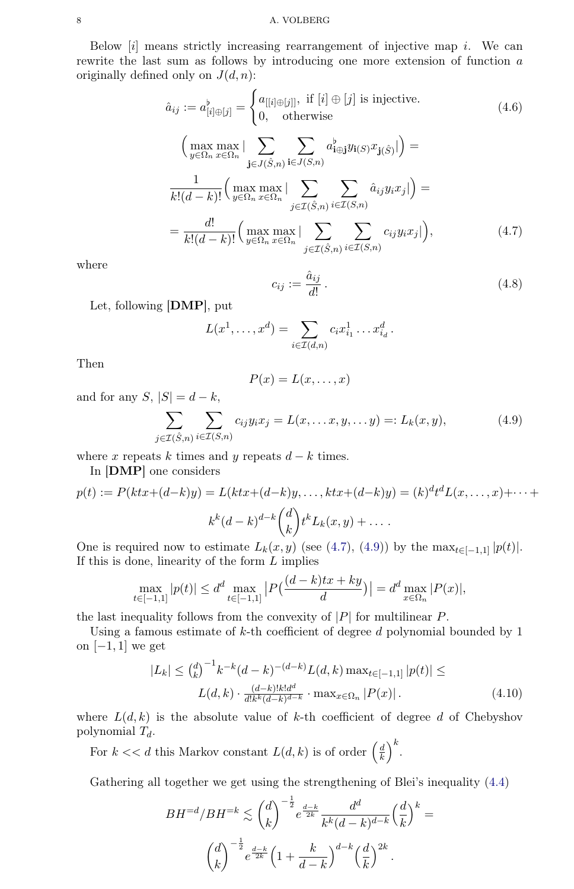Below $[i]$ means strictly increasing rearrangement of injective map $i$. We can rewrite the last sum as follows by introducing one more extension of function $a$ originally defined only on $J(d,n)$:

$$
\hat{a}_{ij} := a^{\flat}_{[i]\oplus[j]} = \begin{cases} a_{[[i]\oplus[j]]}, & \text{if } [i]\oplus[j] \text{ is injective.} \\ 0, & \text{otherwise} \end{cases} \tag{4.6}
$$

$$
\Big(\max_{y\in\Omega_n}\max_{x\in\Omega_n} \Big| \sum_{\mathbf{j}\in J(\hat{S},n)} \sum_{\mathbf{i}\in J(S,n)} a^{\flat}_{\mathbf{i}\oplus\mathbf{j}} y_{\mathbf{i}(S)} x_{\mathbf{j}(\hat{S})}\Big|\Big) =
$$

$$
\frac{1}{k!(d-k)!}\Big(\max_{y\in\Omega_n}\max_{x\in\Omega_n} \Big| \sum_{j\in\mathcal{I}(\hat{S},n)} \sum_{i\in\mathcal{I}(S,n)} \hat{a}_{ij} y_i x_j\Big|\Big) =
$$

$$
= \frac{d!}{k!(d-k)!}\Big(\max_{y\in\Omega_n}\max_{x\in\Omega_n} \Big| \sum_{j\in\mathcal{I}(\hat{S},n)} \sum_{i\in\mathcal{I}(S,n)} c_{ij} y_i x_j\Big|\Big), \tag{4.7}
$$

where

$$
c_{ij} := \frac{\hat{a}_{ij}}{d!}\,. \tag{4.8}
$$

Let, following **[DMP]**, put

$$
L(x^1,\dots,x^d) = \sum_{i\in\mathcal{I}(d,n)} c_i x^1_{i_1}\dots x^d_{i_d}\,.
$$

Then

$$
P(x) = L(x,\dots,x)
$$

and for any $S$, $|S| = d-k$,

$$
\sum_{j\in\mathcal{I}(\hat{S},n)} \sum_{i\in\mathcal{I}(S,n)} c_{ij} y_i x_j = L(x,\dots x, y,\dots y) =: L_k(x,y), \tag{4.9}
$$

where $x$ repeats $k$ times and $y$ repeats $d-k$ times.

In **[DMP]** one considers

$$
p(t) := P(ktx+(d-k)y) = L(ktx+(d-k)y,\dots,ktx+(d-k)y) = (k)^d t^d L(x,\dots,x)+\dots+
$$

$$
k^k(d-k)^{d-k}\binom{d}{k} t^k L_k(x,y)+\dots\,.
$$

One is required now to estimate $L_k(x,y)$ (see (4.7), (4.9)) by the $\max_{t\in[-1,1]}|p(t)|$. If this is done, linearity of the form $L$ implies

$$
\max_{t\in[-1,1]}|p(t)| \le d^d \max_{t\in[-1,1]}\Big|P\Big(\frac{(d-k)tx+ky}{d}\Big)\Big| = d^d\max_{x\in\Omega_n}|P(x)|,
$$

the last inequality follows from the convexity of $|P|$ for multilinear $P$.

Using a famous estimate of $k$-th coefficient of degree $d$ polynomial bounded by 1 on $[-1,1]$ we get

$$
\begin{aligned}
|L_k| \le \tbinom{d}{k}^{-1} k^{-k}(d-k)^{-(d-k)} L(d,k)\max_{t\in[-1,1]}|p(t)| \le \\
L(d,k)\cdot \tfrac{(d-k)!k!d^d}{d!k^k(d-k)^{d-k}}\cdot \max_{x\in\Omega_n}|P(x)|\,.
\end{aligned} \tag{4.10}
$$

where $L(d,k)$ is the absolute value of $k$-th coefficient of degree $d$ of Chebyshov polynomial $T_d$.

For $k << d$ this Markov constant $L(d,k)$ is of order $\left(\frac{d}{k}\right)^k$.

Gathering all together we get using the strengthening of Blei's inequality (4.4)

$$
BH^{=d}/BH^{=k} \lesssim \binom{d}{k}^{-\frac12} e^{\frac{d-k}{2k}} \frac{d^d}{k^k(d-k)^{d-k}}\Big(\frac{d}{k}\Big)^k =
$$

$$
\binom{d}{k}^{-\frac12} e^{\frac{d-k}{2k}}\Big(1+\frac{k}{d-k}\Big)^{d-k}\Big(\frac{d}{k}\Big)^{2k}.
$$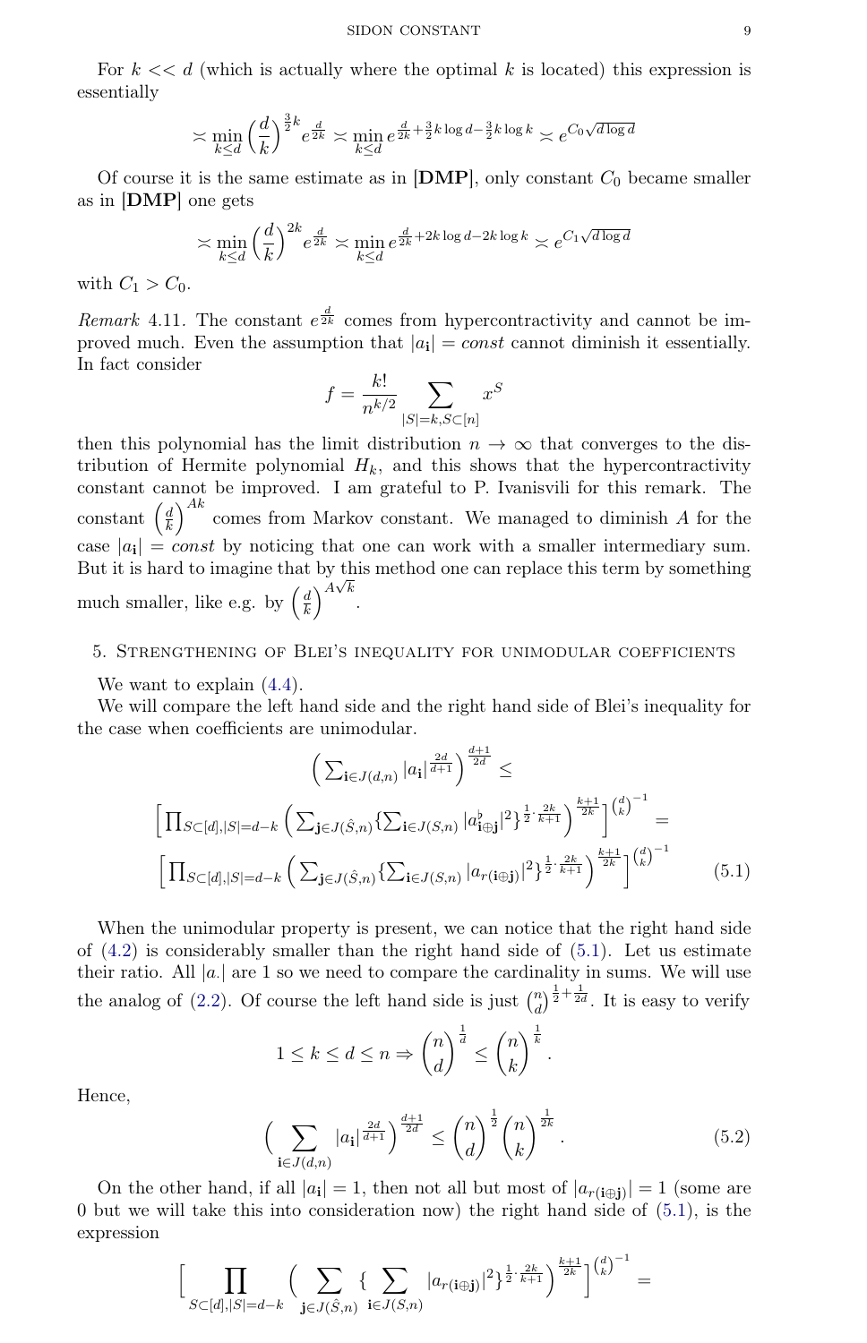For $k << d$ (which is actually where the optimal $k$ is located) this expression is essentially

$$\asymp \min_{k \le d} \left(\frac{d}{k}\right)^{\frac{3}{2}k} e^{\frac{d}{2k}} \asymp \min_{k\le d} e^{\frac{d}{2k}+\frac{3}{2}k\log d - \frac{3}{2}k \log k} \asymp e^{C_0\sqrt{d\log d}}$$

Of course it is the same estimate as in **[DMP]**, only constant $C_0$ became smaller as in **[DMP]** one gets

$$\asymp \min_{k \le d} \left(\frac{d}{k}\right)^{2k} e^{\frac{d}{2k}} \asymp \min_{k\le d} e^{\frac{d}{2k}+2k\log d - 2k \log k} \asymp e^{C_1\sqrt{d\log d}}$$

with $C_1 > C_0$.

*Remark* 4.11. The constant $e^{\frac{d}{2k}}$ comes from hypercontractivity and cannot be improved much. Even the assumption that $|a_{\mathbf{i}}| = const$ cannot diminish it essentially. In fact consider

$$f = \frac{k!}{n^{k/2}} \sum_{|S|=k, S\subset[n]} x^S$$

then this polynomial has the limit distribution $n \to \infty$ that converges to the distribution of Hermite polynomial $H_k$, and this shows that the hypercontractivity constant cannot be improved. I am grateful to P. Ivanisvili for this remark. The constant $\left(\frac{d}{k}\right)^{Ak}$ comes from Markov constant. We managed to diminish $A$ for the case $|a_{\mathbf{i}}| = const$ by noticing that one can work with a smaller intermediary sum. But it is hard to imagine that by this method one can replace this term by something much smaller, like e.g. by $\left(\frac{d}{k}\right)^{A\sqrt{k}}$.

## 5. Strengthening of Blei's inequality for unimodular coefficients

We want to explain (4.4).

We will compare the left hand side and the right hand side of Blei's inequality for the case when coefficients are unimodular.

$$\Big(\sum\nolimits_{\mathbf{i}\in J(d,n)} |a_{\mathbf{i}}|^{\frac{2d}{d+1}}\Big)^{\frac{d+1}{2d}} \le$$

$$\Big[\prod\nolimits_{S\subset[d],|S|=d-k}\Big(\sum\nolimits_{\mathbf{j}\in J(\hat{S},n)}\{\sum\nolimits_{\mathbf{i}\in J(S,n)}|a^\flat_{\mathbf{i}\oplus\mathbf{j}}|^2\}^{\frac{1}{2}\cdot\frac{2k}{k+1}}\Big)^{\frac{k+1}{2k}}\Big]^{\binom{d}{k}^{-1}} =$$

$$\Big[\prod\nolimits_{S\subset[d],|S|=d-k}\Big(\sum\nolimits_{\mathbf{j}\in J(\hat{S},n)}\{\sum\nolimits_{\mathbf{i}\in J(S,n)}|a_{r(\mathbf{i}\oplus\mathbf{j})}|^2\}^{\frac{1}{2}\cdot\frac{2k}{k+1}}\Big)^{\frac{k+1}{2k}}\Big]^{\binom{d}{k}^{-1}} \tag{5.1}$$

When the unimodular property is present, we can notice that the right hand side of (4.2) is considerably smaller than the right hand side of (5.1). Let us estimate their ratio. All $|a_{\cdot}|$ are 1 so we need to compare the cardinality in sums. We will use the analog of (2.2). Of course the left hand side is just $\binom{n}{d}^{\frac{1}{2}+\frac{1}{2d}}$. It is easy to verify

$$1 \le k \le d \le n \Rightarrow \binom{n}{d}^{\frac{1}{d}} \le \binom{n}{k}^{\frac{1}{k}}.$$

Hence,

$$\Big(\sum_{\mathbf{i}\in J(d,n)} |a_{\mathbf{i}}|^{\frac{2d}{d+1}}\Big)^{\frac{d+1}{2d}} \le \binom{n}{d}^{\frac{1}{2}}\binom{n}{k}^{\frac{1}{2k}}. \tag{5.2}$$

On the other hand, if all $|a_{\mathbf{i}}| = 1$, then not all but most of $|a_{r(\mathbf{i}\oplus\mathbf{j})}| = 1$ (some are 0 but we will take this into consideration now) the right hand side of (5.1), is the expression

$$\Big[\prod_{S\subset[d],|S|=d-k}\Big(\sum_{\mathbf{j}\in J(\hat{S},n)}\{\sum_{\mathbf{i}\in J(S,n)}|a_{r(\mathbf{i}\oplus\mathbf{j})}|^2\}^{\frac{1}{2}\cdot\frac{2k}{k+1}}\Big)^{\frac{k+1}{2k}}\Big]^{\binom{d}{k}^{-1}} =$$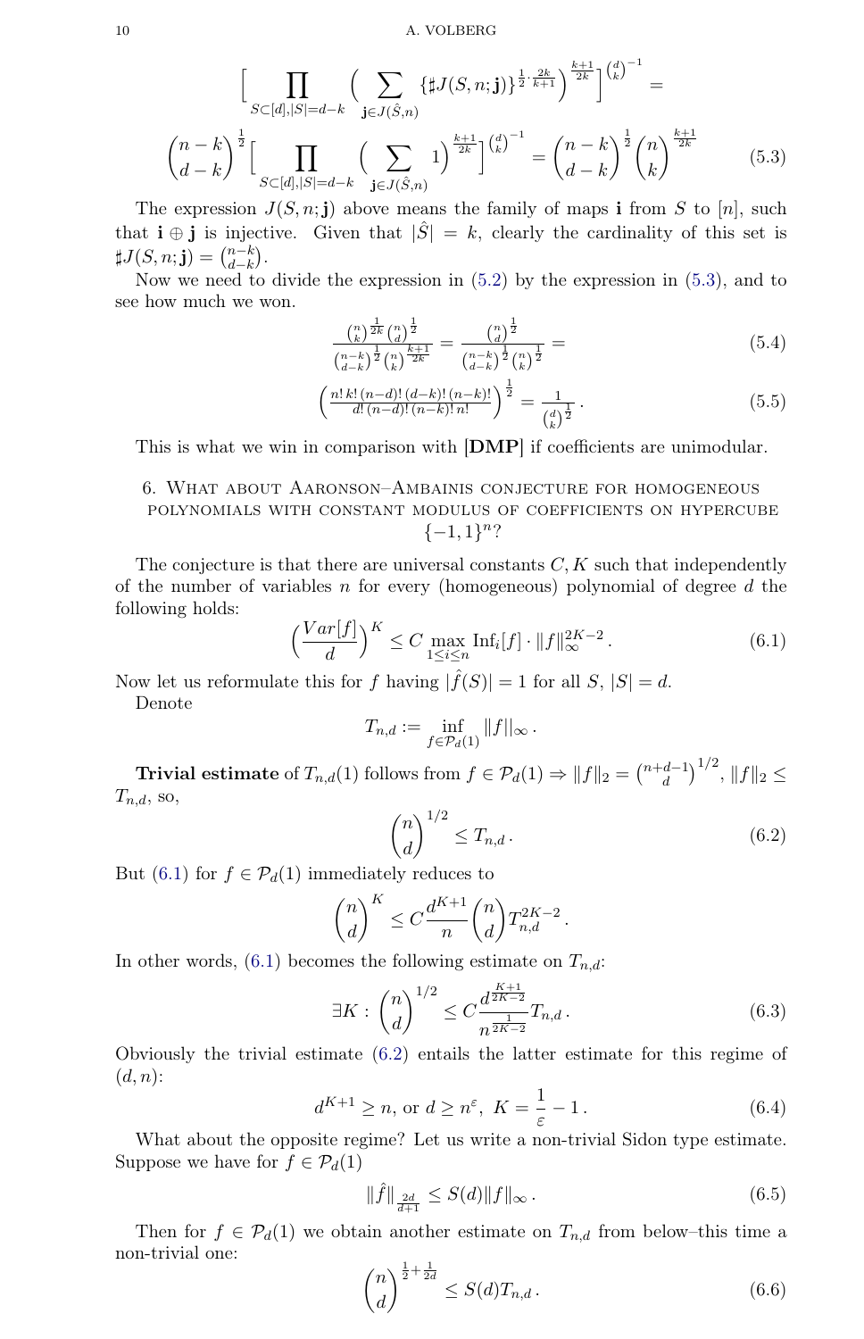$$\Big[\prod_{S\subset[d],|S|=d-k}\Big(\sum_{\mathbf{j}\in J(\hat S,n)}\{\sharp J(S,n;\mathbf{j})\}^{\frac12\cdot\frac{2k}{k+1}}\Big)^{\frac{k+1}{2k}}\Big]^{\binom{d}{k}^{-1}}=$$

$$\binom{n-k}{d-k}^{\frac12}\Big[\prod_{S\subset[d],|S|=d-k}\Big(\sum_{\mathbf{j}\in J(\hat S,n)}1\Big)^{\frac{k+1}{2k}}\Big]^{\binom{d}{k}^{-1}}=\binom{n-k}{d-k}^{\frac12}\binom{n}{k}^{\frac{k+1}{2k}} \tag{5.3}$$

The expression $J(S,n;\mathbf{j})$ above means the family of maps $\mathbf{i}$ from $S$ to $[n]$, such that $\mathbf{i}\oplus\mathbf{j}$ is injective. Given that $|\hat S|=k$, clearly the cardinality of this set is $\sharp J(S,n;\mathbf{j})=\binom{n-k}{d-k}$.

Now we need to divide the expression in (5.2) by the expression in (5.3), and to see how much we won.

$$\frac{\binom{n}{k}^{\frac{1}{2k}}\binom{n}{d}^{\frac12}}{\binom{n-k}{d-k}^{\frac12}\binom{n}{k}^{\frac{k+1}{2k}}}=\frac{\binom{n}{d}^{\frac12}}{\binom{n-k}{d-k}^{\frac12}\binom{n}{k}^{\frac12}}= \tag{5.4}$$

$$\Big(\frac{n!\,k!\,(n-d)!\,(d-k)!\,(n-k)!}{d!\,(n-d)!\,(n-k)!\,n!}\Big)^{\frac12}=\frac{1}{\binom{d}{k}^{\frac12}}. \tag{5.5}$$

This is what we win in comparison with **[DMP]** if coefficients are unimodular.

## 6. What about Aaronson–Ambainis conjecture for homogeneous polynomials with constant modulus of coefficients on hypercube $\{-1,1\}^n$?

The conjecture is that there are universal constants $C,K$ such that independently of the number of variables $n$ for every (homogeneous) polynomial of degree $d$ the following holds:

$$\Big(\frac{Var[f]}{d}\Big)^K\le C\max_{1\le i\le n}\mathrm{Inf}_i[f]\cdot\|f\|_\infty^{2K-2}. \tag{6.1}$$

Now let us reformulate this for $f$ having $|\hat f(S)|=1$ for all $S$, $|S|=d$.

Denote

$$T_{n,d}:=\inf_{f\in\mathcal{P}_d(1)}\|f\|_\infty.$$

**Trivial estimate** of $T_{n,d}(1)$ follows from $f\in\mathcal{P}_d(1)\Rightarrow\|f\|_2=\binom{n+d-1}{d}^{1/2}$, $\|f\|_2\le T_{n,d}$, so,

$$\binom{n}{d}^{1/2}\le T_{n,d}. \tag{6.2}$$

But (6.1) for $f\in\mathcal{P}_d(1)$ immediately reduces to

$$\binom{n}{d}^K\le C\frac{d^{K+1}}{n}\binom{n}{d}T_{n,d}^{2K-2}.$$

In other words, (6.1) becomes the following estimate on $T_{n,d}$:

$$\exists K:\binom{n}{d}^{1/2}\le C\frac{d^{\frac{K+1}{2K-2}}}{n^{\frac{1}{2K-2}}}T_{n,d}. \tag{6.3}$$

Obviously the trivial estimate (6.2) entails the latter estimate for this regime of $(d,n)$:

$$d^{K+1}\ge n,\ \text{or}\ d\ge n^{\varepsilon},\ K=\frac{1}{\varepsilon}-1. \tag{6.4}$$

What about the opposite regime? Let us write a non-trivial Sidon type estimate. Suppose we have for $f\in\mathcal{P}_d(1)$

$$\|\hat f\|_{\frac{2d}{d+1}}\le S(d)\|f\|_\infty. \tag{6.5}$$

Then for $f\in\mathcal{P}_d(1)$ we obtain another estimate on $T_{n,d}$ from below–this time a non-trivial one:

$$\binom{n}{d}^{\frac12+\frac{1}{2d}}\le S(d)T_{n,d}. \tag{6.6}$$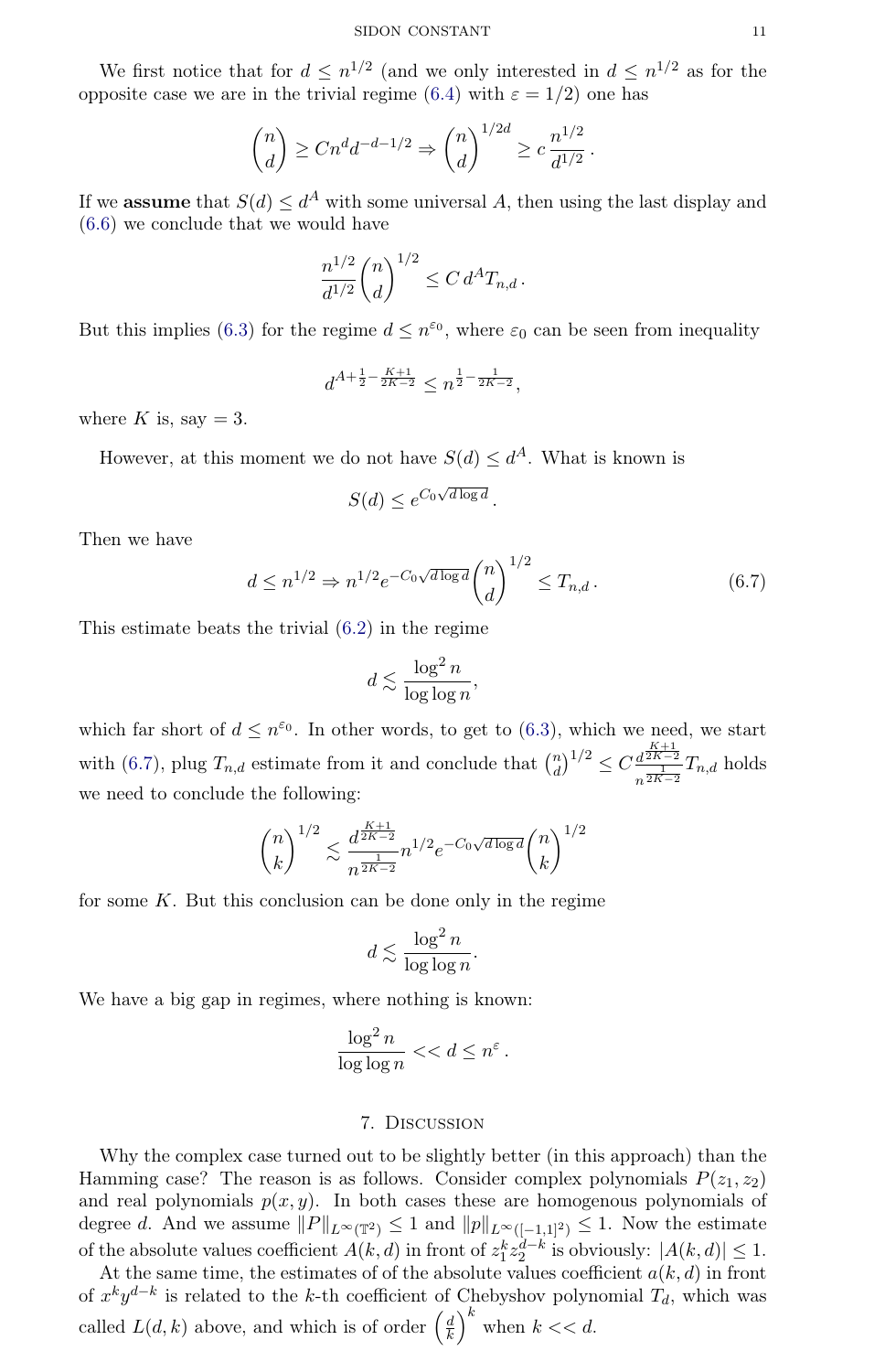We first notice that for $d \le n^{1/2}$ (and we only interested in $d \le n^{1/2}$ as for the opposite case we are in the trivial regime (6.4) with $\varepsilon = 1/2$) one has

$$\binom{n}{d} \ge C n^d d^{-d-1/2} \Rightarrow \binom{n}{d}^{1/2d} \ge c\,\frac{n^{1/2}}{d^{1/2}}.$$

If we **assume** that $S(d) \le d^A$ with some universal $A$, then using the last display and (6.6) we conclude that we would have

$$\frac{n^{1/2}}{d^{1/2}}\binom{n}{d}^{1/2} \le C\, d^A T_{n,d}\,.$$

But this implies (6.3) for the regime $d \le n^{\varepsilon_0}$, where $\varepsilon_0$ can be seen from inequality

$$d^{A+\frac12-\frac{K+1}{2K-2}} \le n^{\frac12-\frac{1}{2K-2}},$$

where $K$ is, say $=3$.

However, at this moment we do not have $S(d) \le d^A$. What is known is

$$S(d) \le e^{C_0\sqrt{d\log d}}\,.$$

Then we have

$$d \le n^{1/2} \Rightarrow n^{1/2} e^{-C_0\sqrt{d\log d}}\binom{n}{d}^{1/2} \le T_{n,d}\,. \tag{6.7}$$

This estimate beats the trivial (6.2) in the regime

$$d \lesssim \frac{\log^2 n}{\log\log n},$$

which far short of $d \le n^{\varepsilon_0}$. In other words, to get to (6.3), which we need, we start with (6.7), plug $T_{n,d}$ estimate from it and conclude that $\binom{n}{d}^{1/2} \le C\frac{d^{\frac{K+1}{2K-2}}}{n^{\frac{1}{2K-2}}} T_{n,d}$ holds we need to conclude the following:

$$\binom{n}{k}^{1/2} \lesssim \frac{d^{\frac{K+1}{2K-2}}}{n^{\frac{1}{2K-2}}} n^{1/2} e^{-C_0\sqrt{d\log d}}\binom{n}{k}^{1/2}$$

for some $K$. But this conclusion can be done only in the regime

$$d \lesssim \frac{\log^2 n}{\log\log n}.$$

We have a big gap in regimes, where nothing is known:

$$\frac{\log^2 n}{\log\log n} << d \le n^{\varepsilon}\,.$$

## 7. Discussion

Why the complex case turned out to be slightly better (in this approach) than the Hamming case? The reason is as follows. Consider complex polynomials $P(z_1, z_2)$ and real polynomials $p(x, y)$. In both cases these are homogenous polynomials of degree $d$. And we assume $\|P\|_{L^\infty(\mathbb{T}^2)} \le 1$ and $\|p\|_{L^\infty([-1,1]^2)} \le 1$. Now the estimate of the absolute values coefficient $A(k, d)$ in front of $z_1^k z_2^{d-k}$ is obviously: $|A(k, d)| \le 1$.

At the same time, the estimates of of the absolute values coefficient $a(k, d)$ in front of $x^k y^{d-k}$ is related to the $k$-th coefficient of Chebyshov polynomial $T_d$, which was called $L(d, k)$ above, and which is of order $\left(\frac{d}{k}\right)^k$ when $k << d$.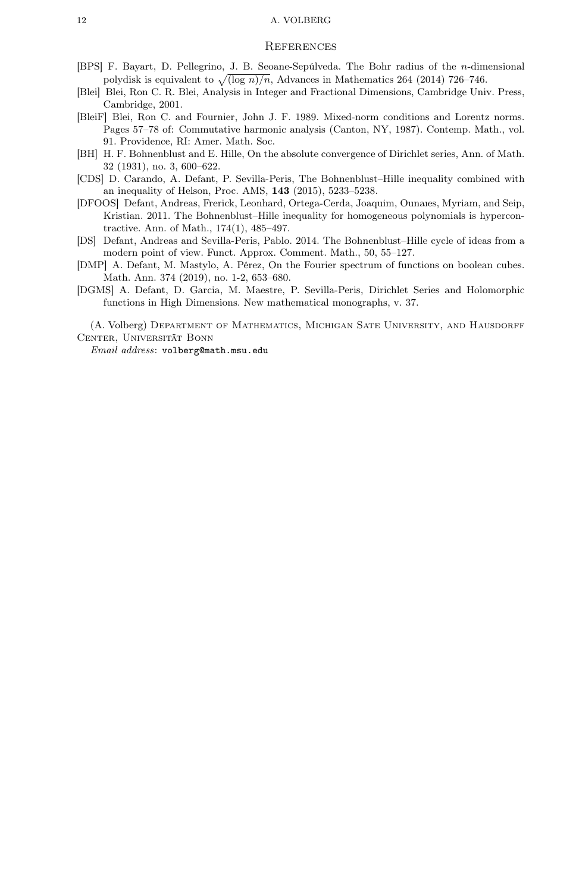## References

[BPS] F. Bayart, D. Pellegrino, J. B. Seoane-Sepúlveda. The Bohr radius of the $n$-dimensional polydisk is equivalent to $\sqrt{(\log n)/n}$, Advances in Mathematics 264 (2014) 726–746.

[Blei] Blei, Ron C. R. Blei, Analysis in Integer and Fractional Dimensions, Cambridge Univ. Press, Cambridge, 2001.

[BleiF] Blei, Ron C. and Fournier, John J. F. 1989. Mixed-norm conditions and Lorentz norms. Pages 57–78 of: Commutative harmonic analysis (Canton, NY, 1987). Contemp. Math., vol. 91. Providence, RI: Amer. Math. Soc.

[BH] H. F. Bohnenblust and E. Hille, On the absolute convergence of Dirichlet series, Ann. of Math. 32 (1931), no. 3, 600–622.

[CDS] D. Carando, A. Defant, P. Sevilla-Peris, The Bohnenblust–Hille inequality combined with an inequality of Helson, Proc. AMS, **143** (2015), 5233–5238.

[DFOOS] Defant, Andreas, Frerick, Leonhard, Ortega-Cerda, Joaquim, Ounaıes, Myriam, and Seip, Kristian. 2011. The Bohnenblust–Hille inequality for homogeneous polynomials is hypercontractive. Ann. of Math., 174(1), 485–497.

[DS] Defant, Andreas and Sevilla-Peris, Pablo. 2014. The Bohnenblust–Hille cycle of ideas from a modern point of view. Funct. Approx. Comment. Math., 50, 55–127.

[DMP] A. Defant, M. Mastylo, A. Pérez, On the Fourier spectrum of functions on boolean cubes. Math. Ann. 374 (2019), no. 1-2, 653–680.

[DGMS] A. Defant, D. Garcia, M. Maestre, P. Sevilla-Peris, Dirichlet Series and Holomorphic functions in High Dimensions. New mathematical monographs, v. 37.

(A. Volberg) Department of Mathematics, Michigan Sate University, and Hausdorff Center, Universität Bonn

*Email address*: `volberg@math.msu.edu`